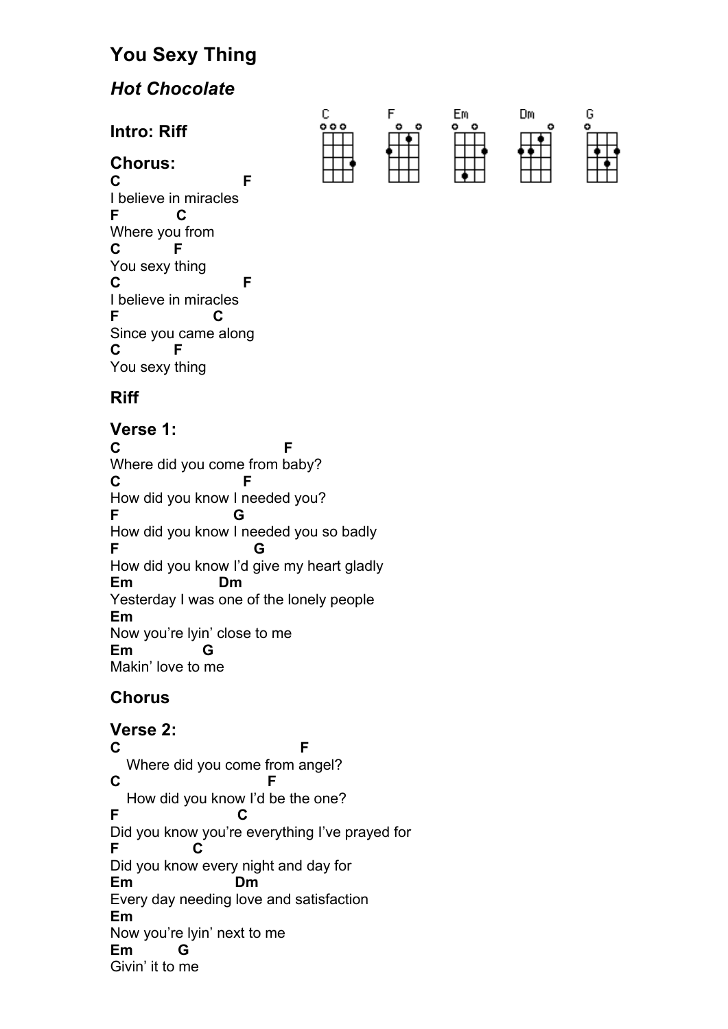# You Sexy Thing

## *Hot Chocolate*

### Intro: Riff

### Chorus:

```
C                        F
I believe in miracles
F            C
Where you from
C          F
You sexy thing
C                        F
I believe in miracles
F                   C
Since you came along
C           F
You sexy thing
```

### Riff

### Verse 1:

```
C                                  F
Where did you come from baby?
C                          F
How did you know I needed you?
F                        G
How did you know I needed you so badly
F                            G
How did you know I'd give my heart gladly
Em                  Dm
Yesterday I was one of the lonely people
Em
Now you're lyin' close to me
Em               G
Makin' love to me
```

### Chorus

### Verse 2:

```
C                                     F
   Where did you come from angel?
C                              F
   How did you know I'd be the one?
F                          C
Did you know you're everything I've prayed for
F               C
Did you know every night and day for
Em                     Dm
Every day needing love and satisfaction
Em
Now you're lyin' next to me
Em          G
Givin' it to me
```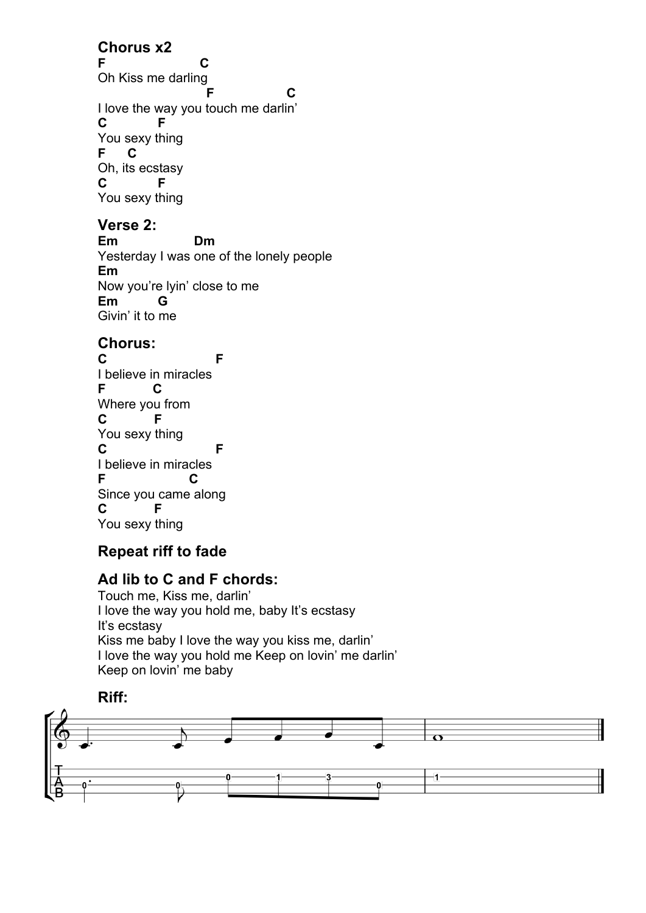**Chorus x2**

```
F                 C
Oh Kiss me darling
                    F            C
I love the way you touch me darlin'
C          F
You sexy thing
F     C
Oh, its ecstasy
C          F
You sexy thing
```

**Verse 2:**

```
Em              Dm
Yesterday I was one of the lonely people
Em
Now you're lyin' close to me
Em         G
Givin' it to me
```

**Chorus:**

```
C                    F
I believe in miracles
F          C
Where you from
C          F
You sexy thing
C                    F
I believe in miracles
F                C
Since you came along
C          F
You sexy thing
```

**Repeat riff to fade**

**Ad lib to C and F chords:**

Touch me, Kiss me, darlin'
I love the way you hold me, baby It's ecstasy
It's ecstasy
Kiss me baby I love the way you kiss me, darlin'
I love the way you hold me Keep on lovin' me darlin'
Keep on lovin' me baby

**Riff:**

```
T
A|-0.--------0---0---1---3---0-|-1---------|
B
```